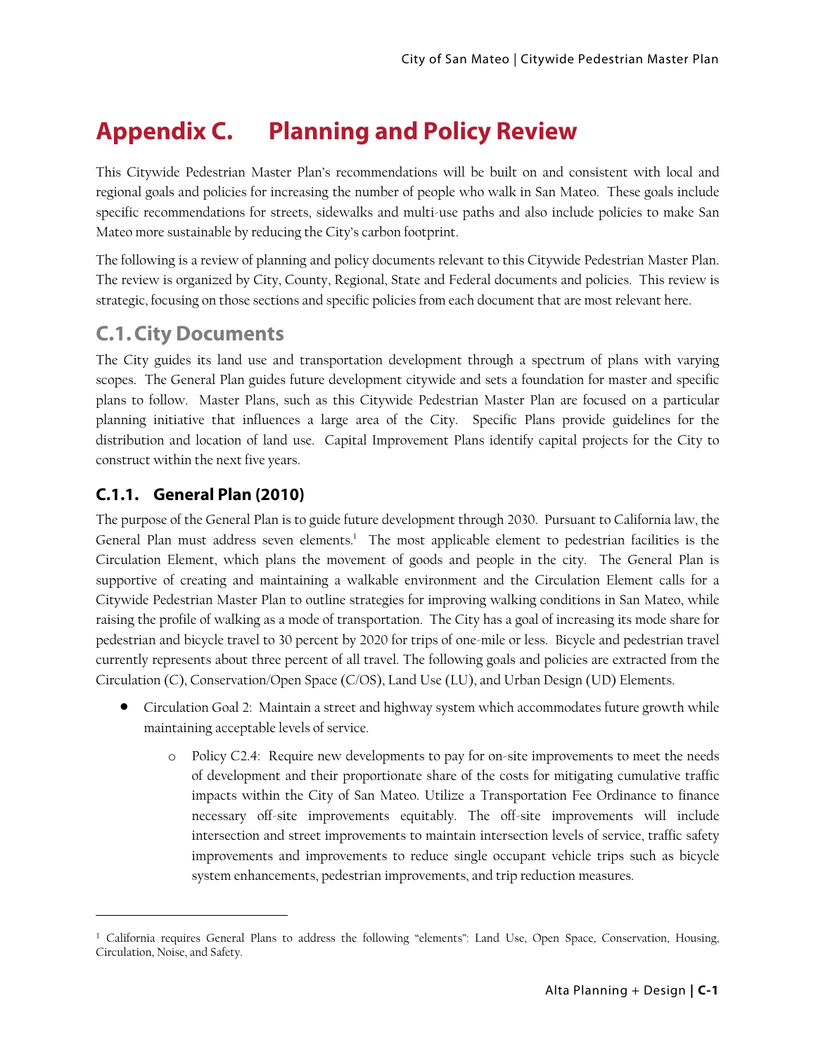# Appendix C. Planning and Policy Review

This Citywide Pedestrian Master Plan's recommendations will be built on and consistent with local and regional goals and policies for increasing the number of people who walk in San Mateo. These goals include specific recommendations for streets, sidewalks and multi-use paths and also include policies to make San Mateo more sustainable by reducing the City's carbon footprint.

The following is a review of planning and policy documents relevant to this Citywide Pedestrian Master Plan. The review is organized by City, County, Regional, State and Federal documents and policies. This review is strategic, focusing on those sections and specific policies from each document that are most relevant here.

## C.1. City Documents

The City guides its land use and transportation development through a spectrum of plans with varying scopes. The General Plan guides future development citywide and sets a foundation for master and specific plans to follow. Master Plans, such as this Citywide Pedestrian Master Plan are focused on a particular planning initiative that influences a large area of the City. Specific Plans provide guidelines for the distribution and location of land use. Capital Improvement Plans identify capital projects for the City to construct within the next five years.

### C.1.1. General Plan (2010)

The purpose of the General Plan is to guide future development through 2030. Pursuant to California law, the General Plan must address seven elements.[1] The most applicable element to pedestrian facilities is the Circulation Element, which plans the movement of goods and people in the city. The General Plan is supportive of creating and maintaining a walkable environment and the Circulation Element calls for a Citywide Pedestrian Master Plan to outline strategies for improving walking conditions in San Mateo, while raising the profile of walking as a mode of transportation. The City has a goal of increasing its mode share for pedestrian and bicycle travel to 30 percent by 2020 for trips of one-mile or less. Bicycle and pedestrian travel currently represents about three percent of all travel. The following goals and policies are extracted from the Circulation (C), Conservation/Open Space (C/OS), Land Use (LU), and Urban Design (UD) Elements.

- Circulation Goal 2: Maintain a street and highway system which accommodates future growth while maintaining acceptable levels of service.
    - Policy C2.4: Require new developments to pay for on-site improvements to meet the needs of development and their proportionate share of the costs for mitigating cumulative traffic impacts within the City of San Mateo. Utilize a Transportation Fee Ordinance to finance necessary off-site improvements equitably. The off-site improvements will include intersection and street improvements to maintain intersection levels of service, traffic safety improvements and improvements to reduce single occupant vehicle trips such as bicycle system enhancements, pedestrian improvements, and trip reduction measures.

[1] California requires General Plans to address the following "elements": Land Use, Open Space, Conservation, Housing, Circulation, Noise, and Safety.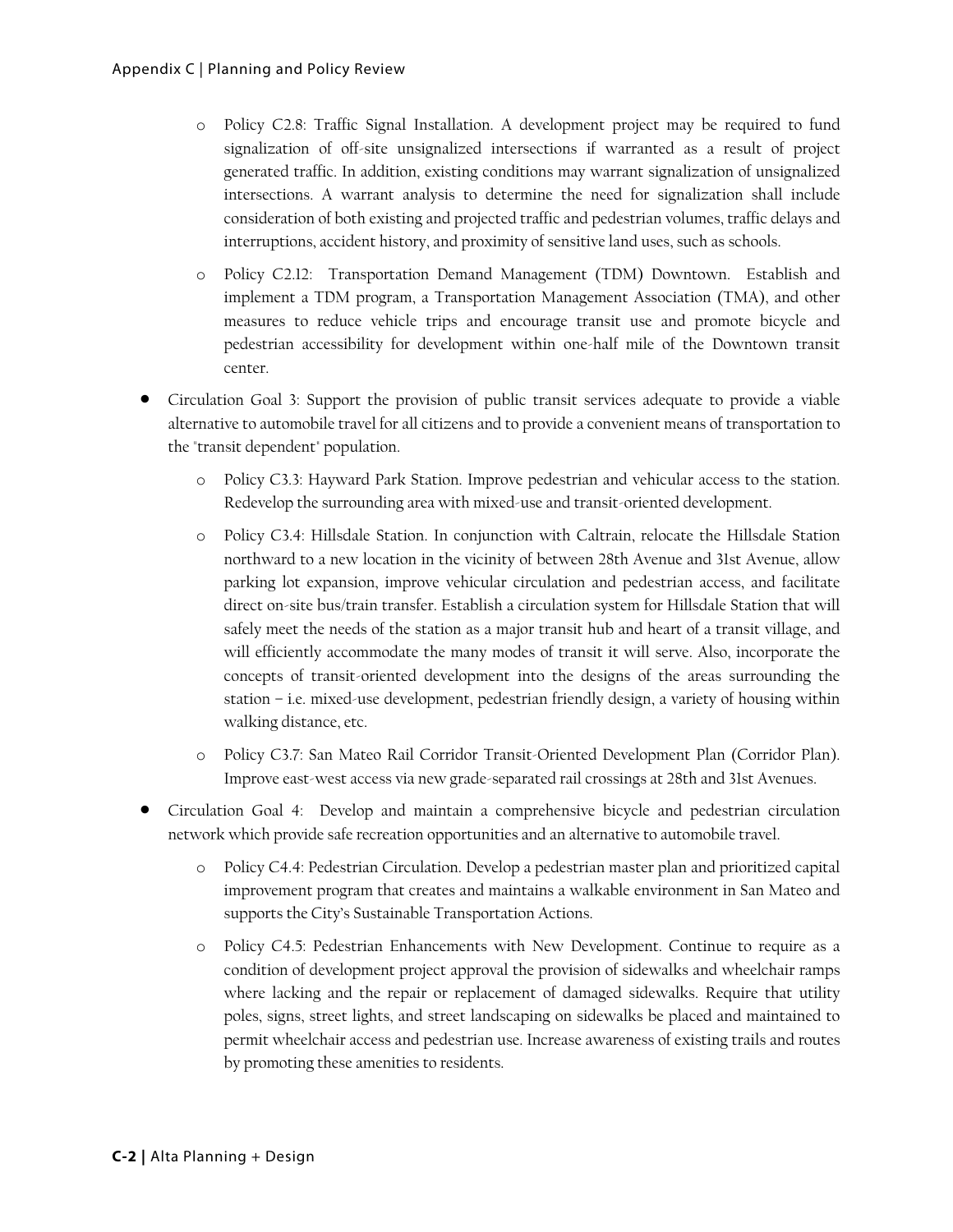- Policy C2.8: Traffic Signal Installation. A development project may be required to fund signalization of off-site unsignalized intersections if warranted as a result of project generated traffic. In addition, existing conditions may warrant signalization of unsignalized intersections. A warrant analysis to determine the need for signalization shall include consideration of both existing and projected traffic and pedestrian volumes, traffic delays and interruptions, accident history, and proximity of sensitive land uses, such as schools.
- Policy C2.12: Transportation Demand Management (TDM) Downtown. Establish and implement a TDM program, a Transportation Management Association (TMA), and other measures to reduce vehicle trips and encourage transit use and promote bicycle and pedestrian accessibility for development within one-half mile of the Downtown transit center.

- Circulation Goal 3: Support the provision of public transit services adequate to provide a viable alternative to automobile travel for all citizens and to provide a convenient means of transportation to the "transit dependent" population.
  - Policy C3.3: Hayward Park Station. Improve pedestrian and vehicular access to the station. Redevelop the surrounding area with mixed-use and transit-oriented development.
  - Policy C3.4: Hillsdale Station. In conjunction with Caltrain, relocate the Hillsdale Station northward to a new location in the vicinity of between 28th Avenue and 31st Avenue, allow parking lot expansion, improve vehicular circulation and pedestrian access, and facilitate direct on-site bus/train transfer. Establish a circulation system for Hillsdale Station that will safely meet the needs of the station as a major transit hub and heart of a transit village, and will efficiently accommodate the many modes of transit it will serve. Also, incorporate the concepts of transit-oriented development into the designs of the areas surrounding the station – i.e. mixed-use development, pedestrian friendly design, a variety of housing within walking distance, etc.
  - Policy C3.7: San Mateo Rail Corridor Transit-Oriented Development Plan (Corridor Plan). Improve east-west access via new grade-separated rail crossings at 28th and 31st Avenues.
- Circulation Goal 4: Develop and maintain a comprehensive bicycle and pedestrian circulation network which provide safe recreation opportunities and an alternative to automobile travel.
  - Policy C4.4: Pedestrian Circulation. Develop a pedestrian master plan and prioritized capital improvement program that creates and maintains a walkable environment in San Mateo and supports the City's Sustainable Transportation Actions.
  - Policy C4.5: Pedestrian Enhancements with New Development. Continue to require as a condition of development project approval the provision of sidewalks and wheelchair ramps where lacking and the repair or replacement of damaged sidewalks. Require that utility poles, signs, street lights, and street landscaping on sidewalks be placed and maintained to permit wheelchair access and pedestrian use. Increase awareness of existing trails and routes by promoting these amenities to residents.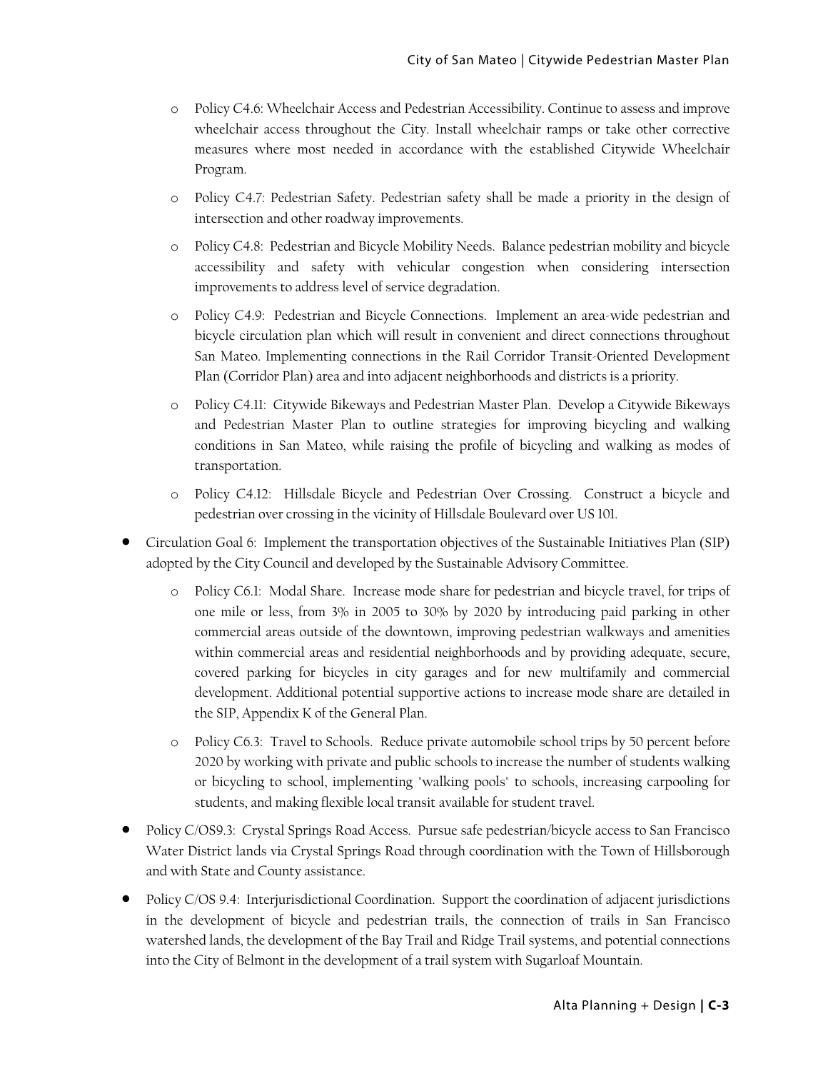- Policy C4.6: Wheelchair Access and Pedestrian Accessibility. Continue to assess and improve wheelchair access throughout the City. Install wheelchair ramps or take other corrective measures where most needed in accordance with the established Citywide Wheelchair Program.
- Policy C4.7: Pedestrian Safety. Pedestrian safety shall be made a priority in the design of intersection and other roadway improvements.
- Policy C4.8: Pedestrian and Bicycle Mobility Needs. Balance pedestrian mobility and bicycle accessibility and safety with vehicular congestion when considering intersection improvements to address level of service degradation.
- Policy C4.9: Pedestrian and Bicycle Connections. Implement an area-wide pedestrian and bicycle circulation plan which will result in convenient and direct connections throughout San Mateo. Implementing connections in the Rail Corridor Transit-Oriented Development Plan (Corridor Plan) area and into adjacent neighborhoods and districts is a priority.
- Policy C4.11: Citywide Bikeways and Pedestrian Master Plan. Develop a Citywide Bikeways and Pedestrian Master Plan to outline strategies for improving bicycling and walking conditions in San Mateo, while raising the profile of bicycling and walking as modes of transportation.
- Policy C4.12: Hillsdale Bicycle and Pedestrian Over Crossing. Construct a bicycle and pedestrian over crossing in the vicinity of Hillsdale Boulevard over US 101.

- Circulation Goal 6: Implement the transportation objectives of the Sustainable Initiatives Plan (SIP) adopted by the City Council and developed by the Sustainable Advisory Committee.
  - Policy C6.1: Modal Share. Increase mode share for pedestrian and bicycle travel, for trips of one mile or less, from 3% in 2005 to 30% by 2020 by introducing paid parking in other commercial areas outside of the downtown, improving pedestrian walkways and amenities within commercial areas and residential neighborhoods and by providing adequate, secure, covered parking for bicycles in city garages and for new multifamily and commercial development. Additional potential supportive actions to increase mode share are detailed in the SIP, Appendix K of the General Plan.
  - Policy C6.3: Travel to Schools. Reduce private automobile school trips by 50 percent before 2020 by working with private and public schools to increase the number of students walking or bicycling to school, implementing "walking pools" to schools, increasing carpooling for students, and making flexible local transit available for student travel.
- Policy C/OS9.3: Crystal Springs Road Access. Pursue safe pedestrian/bicycle access to San Francisco Water District lands via Crystal Springs Road through coordination with the Town of Hillsborough and with State and County assistance.
- Policy C/OS 9.4: Interjurisdictional Coordination. Support the coordination of adjacent jurisdictions in the development of bicycle and pedestrian trails, the connection of trails in San Francisco watershed lands, the development of the Bay Trail and Ridge Trail systems, and potential connections into the City of Belmont in the development of a trail system with Sugarloaf Mountain.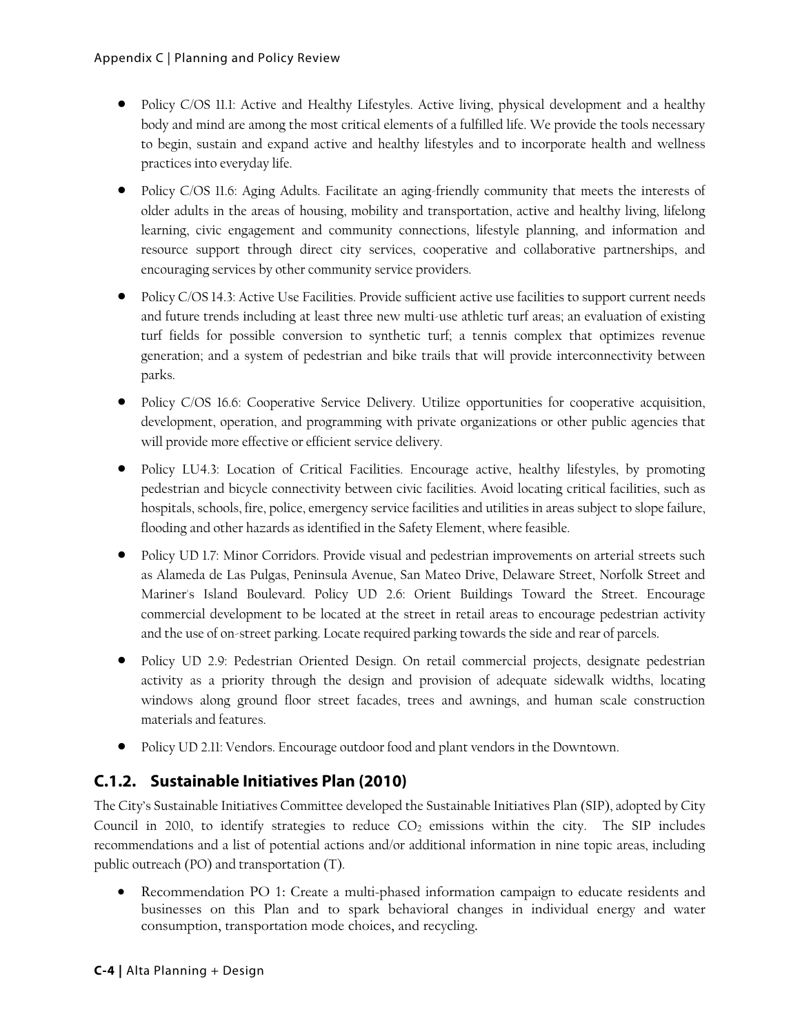- Policy C/OS 11.1: Active and Healthy Lifestyles. Active living, physical development and a healthy body and mind are among the most critical elements of a fulfilled life. We provide the tools necessary to begin, sustain and expand active and healthy lifestyles and to incorporate health and wellness practices into everyday life.
- Policy C/OS 11.6: Aging Adults. Facilitate an aging-friendly community that meets the interests of older adults in the areas of housing, mobility and transportation, active and healthy living, lifelong learning, civic engagement and community connections, lifestyle planning, and information and resource support through direct city services, cooperative and collaborative partnerships, and encouraging services by other community service providers.
- Policy C/OS 14.3: Active Use Facilities. Provide sufficient active use facilities to support current needs and future trends including at least three new multi-use athletic turf areas; an evaluation of existing turf fields for possible conversion to synthetic turf; a tennis complex that optimizes revenue generation; and a system of pedestrian and bike trails that will provide interconnectivity between parks.
- Policy C/OS 16.6: Cooperative Service Delivery. Utilize opportunities for cooperative acquisition, development, operation, and programming with private organizations or other public agencies that will provide more effective or efficient service delivery.
- Policy LU4.3: Location of Critical Facilities. Encourage active, healthy lifestyles, by promoting pedestrian and bicycle connectivity between civic facilities. Avoid locating critical facilities, such as hospitals, schools, fire, police, emergency service facilities and utilities in areas subject to slope failure, flooding and other hazards as identified in the Safety Element, where feasible.
- Policy UD 1.7: Minor Corridors. Provide visual and pedestrian improvements on arterial streets such as Alameda de Las Pulgas, Peninsula Avenue, San Mateo Drive, Delaware Street, Norfolk Street and Mariner's Island Boulevard. Policy UD 2.6: Orient Buildings Toward the Street. Encourage commercial development to be located at the street in retail areas to encourage pedestrian activity and the use of on-street parking. Locate required parking towards the side and rear of parcels.
- Policy UD 2.9: Pedestrian Oriented Design. On retail commercial projects, designate pedestrian activity as a priority through the design and provision of adequate sidewalk widths, locating windows along ground floor street facades, trees and awnings, and human scale construction materials and features.
- Policy UD 2.11: Vendors. Encourage outdoor food and plant vendors in the Downtown.

## C.1.2. Sustainable Initiatives Plan (2010)

The City's Sustainable Initiatives Committee developed the Sustainable Initiatives Plan (SIP), adopted by City Council in 2010, to identify strategies to reduce $CO_2$ emissions within the city. The SIP includes recommendations and a list of potential actions and/or additional information in nine topic areas, including public outreach (PO) and transportation (T).

- Recommendation PO 1: Create a multi-phased information campaign to educate residents and businesses on this Plan and to spark behavioral changes in individual energy and water consumption, transportation mode choices, and recycling.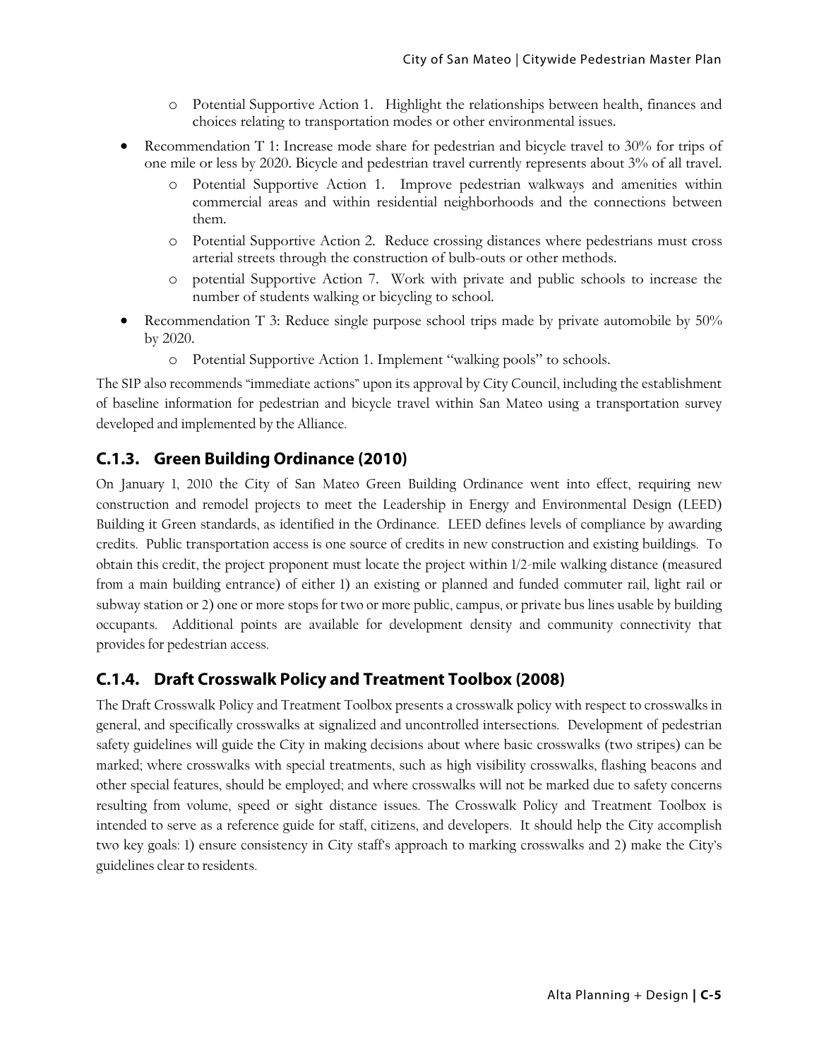- Potential Supportive Action 1. Highlight the relationships between health, finances and choices relating to transportation modes or other environmental issues.

- Recommendation T 1: Increase mode share for pedestrian and bicycle travel to 30% for trips of one mile or less by 2020. Bicycle and pedestrian travel currently represents about 3% of all travel.
  - Potential Supportive Action 1. Improve pedestrian walkways and amenities within commercial areas and within residential neighborhoods and the connections between them.
  - Potential Supportive Action 2. Reduce crossing distances where pedestrians must cross arterial streets through the construction of bulb-outs or other methods.
  - potential Supportive Action 7. Work with private and public schools to increase the number of students walking or bicycling to school.
- Recommendation T 3: Reduce single purpose school trips made by private automobile by 50% by 2020.
  - Potential Supportive Action 1. Implement "walking pools" to schools.

The SIP also recommends "immediate actions" upon its approval by City Council, including the establishment of baseline information for pedestrian and bicycle travel within San Mateo using a transportation survey developed and implemented by the Alliance.

### C.1.3. Green Building Ordinance (2010)

On January 1, 2010 the City of San Mateo Green Building Ordinance went into effect, requiring new construction and remodel projects to meet the Leadership in Energy and Environmental Design (LEED) Building it Green standards, as identified in the Ordinance. LEED defines levels of compliance by awarding credits. Public transportation access is one source of credits in new construction and existing buildings. To obtain this credit, the project proponent must locate the project within 1/2-mile walking distance (measured from a main building entrance) of either 1) an existing or planned and funded commuter rail, light rail or subway station or 2) one or more stops for two or more public, campus, or private bus lines usable by building occupants. Additional points are available for development density and community connectivity that provides for pedestrian access.

### C.1.4. Draft Crosswalk Policy and Treatment Toolbox (2008)

The Draft Crosswalk Policy and Treatment Toolbox presents a crosswalk policy with respect to crosswalks in general, and specifically crosswalks at signalized and uncontrolled intersections. Development of pedestrian safety guidelines will guide the City in making decisions about where basic crosswalks (two stripes) can be marked; where crosswalks with special treatments, such as high visibility crosswalks, flashing beacons and other special features, should be employed; and where crosswalks will not be marked due to safety concerns resulting from volume, speed or sight distance issues. The Crosswalk Policy and Treatment Toolbox is intended to serve as a reference guide for staff, citizens, and developers. It should help the City accomplish two key goals: 1) ensure consistency in City staff's approach to marking crosswalks and 2) make the City's guidelines clear to residents.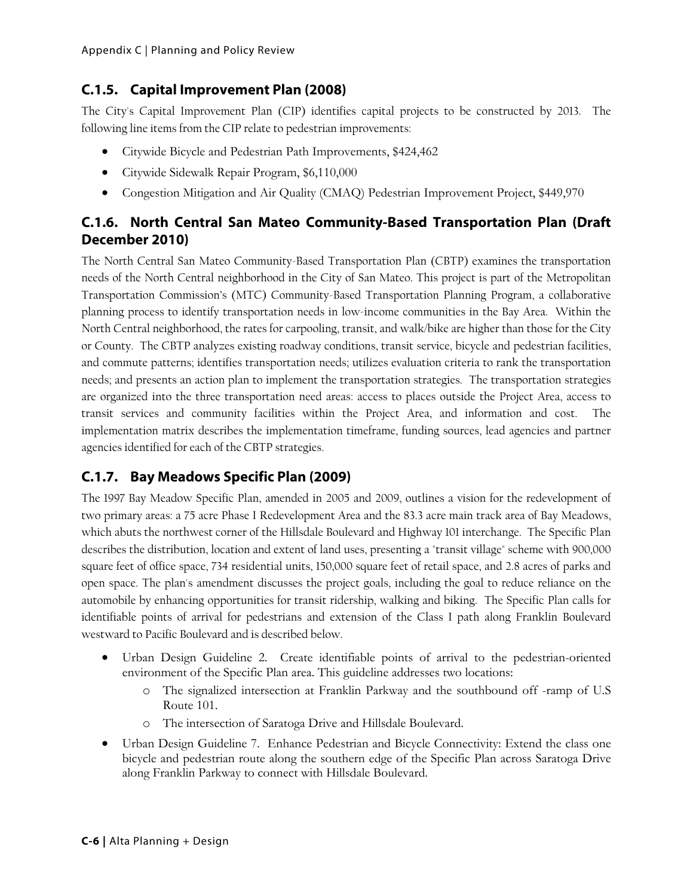## C.1.5. Capital Improvement Plan (2008)

The City's Capital Improvement Plan (CIP) identifies capital projects to be constructed by 2013. The following line items from the CIP relate to pedestrian improvements:

- Citywide Bicycle and Pedestrian Path Improvements, $424,462
- Citywide Sidewalk Repair Program, $6,110,000
- Congestion Mitigation and Air Quality (CMAQ) Pedestrian Improvement Project, $449,970

## C.1.6. North Central San Mateo Community-Based Transportation Plan (Draft December 2010)

The North Central San Mateo Community-Based Transportation Plan (CBTP) examines the transportation needs of the North Central neighborhood in the City of San Mateo. This project is part of the Metropolitan Transportation Commission's (MTC) Community-Based Transportation Planning Program, a collaborative planning process to identify transportation needs in low-income communities in the Bay Area. Within the North Central neighborhood, the rates for carpooling, transit, and walk/bike are higher than those for the City or County. The CBTP analyzes existing roadway conditions, transit service, bicycle and pedestrian facilities, and commute patterns; identifies transportation needs; utilizes evaluation criteria to rank the transportation needs; and presents an action plan to implement the transportation strategies. The transportation strategies are organized into the three transportation need areas: access to places outside the Project Area, access to transit services and community facilities within the Project Area, and information and cost. The implementation matrix describes the implementation timeframe, funding sources, lead agencies and partner agencies identified for each of the CBTP strategies.

## C.1.7. Bay Meadows Specific Plan (2009)

The 1997 Bay Meadow Specific Plan, amended in 2005 and 2009, outlines a vision for the redevelopment of two primary areas: a 75 acre Phase I Redevelopment Area and the 83.3 acre main track area of Bay Meadows, which abuts the northwest corner of the Hillsdale Boulevard and Highway 101 interchange. The Specific Plan describes the distribution, location and extent of land uses, presenting a "transit village" scheme with 900,000 square feet of office space, 734 residential units, 150,000 square feet of retail space, and 2.8 acres of parks and open space. The plan's amendment discusses the project goals, including the goal to reduce reliance on the automobile by enhancing opportunities for transit ridership, walking and biking. The Specific Plan calls for identifiable points of arrival for pedestrians and extension of the Class I path along Franklin Boulevard westward to Pacific Boulevard and is described below.

- Urban Design Guideline 2. Create identifiable points of arrival to the pedestrian-oriented environment of the Specific Plan area. This guideline addresses two locations:
    - The signalized intersection at Franklin Parkway and the southbound off -ramp of U.S Route 101.
    - The intersection of Saratoga Drive and Hillsdale Boulevard.
- Urban Design Guideline 7. Enhance Pedestrian and Bicycle Connectivity: Extend the class one bicycle and pedestrian route along the southern edge of the Specific Plan across Saratoga Drive along Franklin Parkway to connect with Hillsdale Boulevard.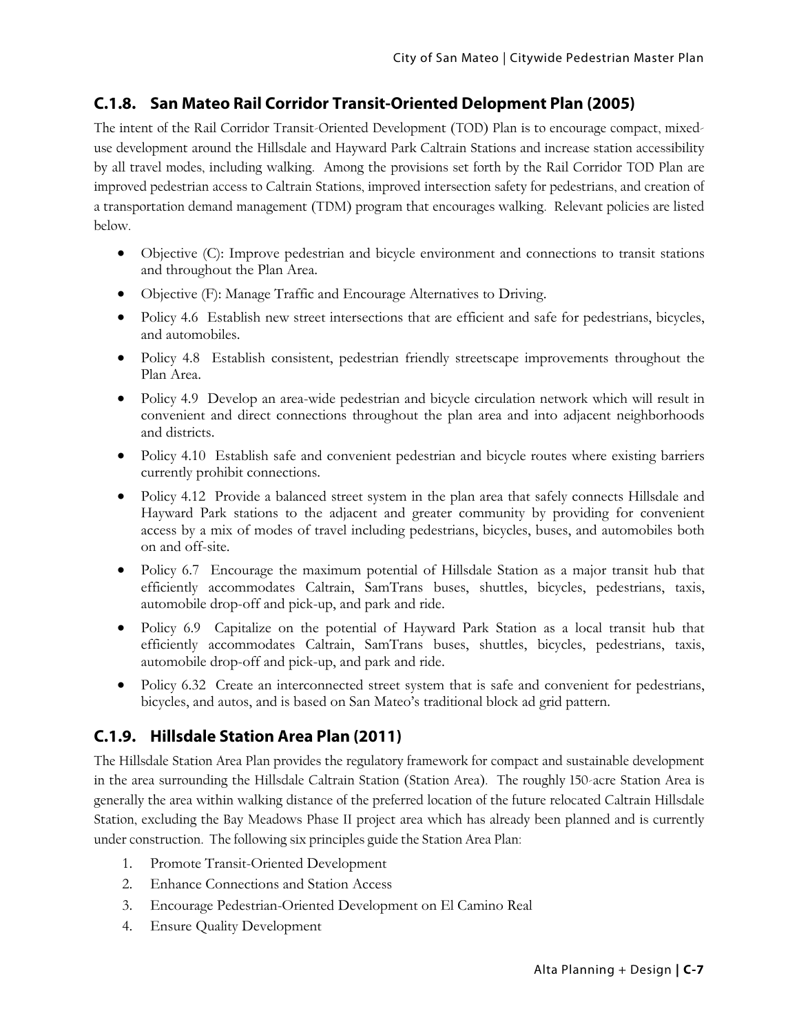## C.1.8. San Mateo Rail Corridor Transit-Oriented Delopment Plan (2005)

The intent of the Rail Corridor Transit-Oriented Development (TOD) Plan is to encourage compact, mixed-use development around the Hillsdale and Hayward Park Caltrain Stations and increase station accessibility by all travel modes, including walking. Among the provisions set forth by the Rail Corridor TOD Plan are improved pedestrian access to Caltrain Stations, improved intersection safety for pedestrians, and creation of a transportation demand management (TDM) program that encourages walking. Relevant policies are listed below.

- Objective (C): Improve pedestrian and bicycle environment and connections to transit stations and throughout the Plan Area.
- Objective (F): Manage Traffic and Encourage Alternatives to Driving.
- Policy 4.6 Establish new street intersections that are efficient and safe for pedestrians, bicycles, and automobiles.
- Policy 4.8 Establish consistent, pedestrian friendly streetscape improvements throughout the Plan Area.
- Policy 4.9 Develop an area-wide pedestrian and bicycle circulation network which will result in convenient and direct connections throughout the plan area and into adjacent neighborhoods and districts.
- Policy 4.10 Establish safe and convenient pedestrian and bicycle routes where existing barriers currently prohibit connections.
- Policy 4.12 Provide a balanced street system in the plan area that safely connects Hillsdale and Hayward Park stations to the adjacent and greater community by providing for convenient access by a mix of modes of travel including pedestrians, bicycles, buses, and automobiles both on and off-site.
- Policy 6.7 Encourage the maximum potential of Hillsdale Station as a major transit hub that efficiently accommodates Caltrain, SamTrans buses, shuttles, bicycles, pedestrians, taxis, automobile drop-off and pick-up, and park and ride.
- Policy 6.9 Capitalize on the potential of Hayward Park Station as a local transit hub that efficiently accommodates Caltrain, SamTrans buses, shuttles, bicycles, pedestrians, taxis, automobile drop-off and pick-up, and park and ride.
- Policy 6.32 Create an interconnected street system that is safe and convenient for pedestrians, bicycles, and autos, and is based on San Mateo's traditional block ad grid pattern.

## C.1.9. Hillsdale Station Area Plan (2011)

The Hillsdale Station Area Plan provides the regulatory framework for compact and sustainable development in the area surrounding the Hillsdale Caltrain Station (Station Area). The roughly 150-acre Station Area is generally the area within walking distance of the preferred location of the future relocated Caltrain Hillsdale Station, excluding the Bay Meadows Phase II project area which has already been planned and is currently under construction. The following six principles guide the Station Area Plan:

1. Promote Transit-Oriented Development
2. Enhance Connections and Station Access
3. Encourage Pedestrian-Oriented Development on El Camino Real
4. Ensure Quality Development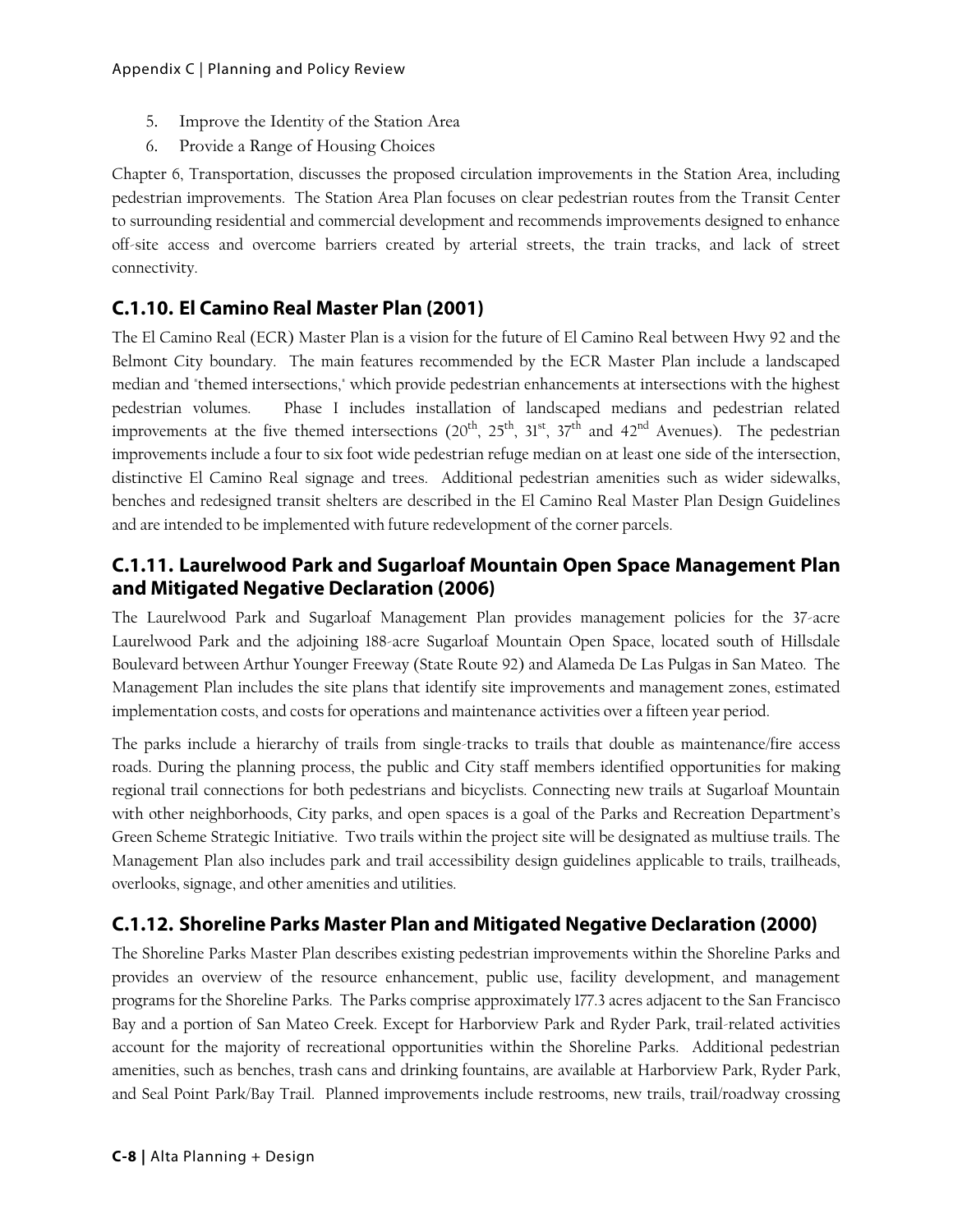5. Improve the Identity of the Station Area
6. Provide a Range of Housing Choices

Chapter 6, Transportation, discusses the proposed circulation improvements in the Station Area, including pedestrian improvements. The Station Area Plan focuses on clear pedestrian routes from the Transit Center to surrounding residential and commercial development and recommends improvements designed to enhance off-site access and overcome barriers created by arterial streets, the train tracks, and lack of street connectivity.

## C.1.10. El Camino Real Master Plan (2001)

The El Camino Real (ECR) Master Plan is a vision for the future of El Camino Real between Hwy 92 and the Belmont City boundary. The main features recommended by the ECR Master Plan include a landscaped median and "themed intersections," which provide pedestrian enhancements at intersections with the highest pedestrian volumes. Phase I includes installation of landscaped medians and pedestrian related improvements at the five themed intersections (20th, 25th, 31st, 37th and 42nd Avenues). The pedestrian improvements include a four to six foot wide pedestrian refuge median on at least one side of the intersection, distinctive El Camino Real signage and trees. Additional pedestrian amenities such as wider sidewalks, benches and redesigned transit shelters are described in the El Camino Real Master Plan Design Guidelines and are intended to be implemented with future redevelopment of the corner parcels.

## C.1.11. Laurelwood Park and Sugarloaf Mountain Open Space Management Plan and Mitigated Negative Declaration (2006)

The Laurelwood Park and Sugarloaf Management Plan provides management policies for the 37-acre Laurelwood Park and the adjoining 188-acre Sugarloaf Mountain Open Space, located south of Hillsdale Boulevard between Arthur Younger Freeway (State Route 92) and Alameda De Las Pulgas in San Mateo. The Management Plan includes the site plans that identify site improvements and management zones, estimated implementation costs, and costs for operations and maintenance activities over a fifteen year period.

The parks include a hierarchy of trails from single-tracks to trails that double as maintenance/fire access roads. During the planning process, the public and City staff members identified opportunities for making regional trail connections for both pedestrians and bicyclists. Connecting new trails at Sugarloaf Mountain with other neighborhoods, City parks, and open spaces is a goal of the Parks and Recreation Department's Green Scheme Strategic Initiative. Two trails within the project site will be designated as multiuse trails. The Management Plan also includes park and trail accessibility design guidelines applicable to trails, trailheads, overlooks, signage, and other amenities and utilities.

## C.1.12. Shoreline Parks Master Plan and Mitigated Negative Declaration (2000)

The Shoreline Parks Master Plan describes existing pedestrian improvements within the Shoreline Parks and provides an overview of the resource enhancement, public use, facility development, and management programs for the Shoreline Parks. The Parks comprise approximately 177.3 acres adjacent to the San Francisco Bay and a portion of San Mateo Creek. Except for Harborview Park and Ryder Park, trail-related activities account for the majority of recreational opportunities within the Shoreline Parks. Additional pedestrian amenities, such as benches, trash cans and drinking fountains, are available at Harborview Park, Ryder Park, and Seal Point Park/Bay Trail. Planned improvements include restrooms, new trails, trail/roadway crossing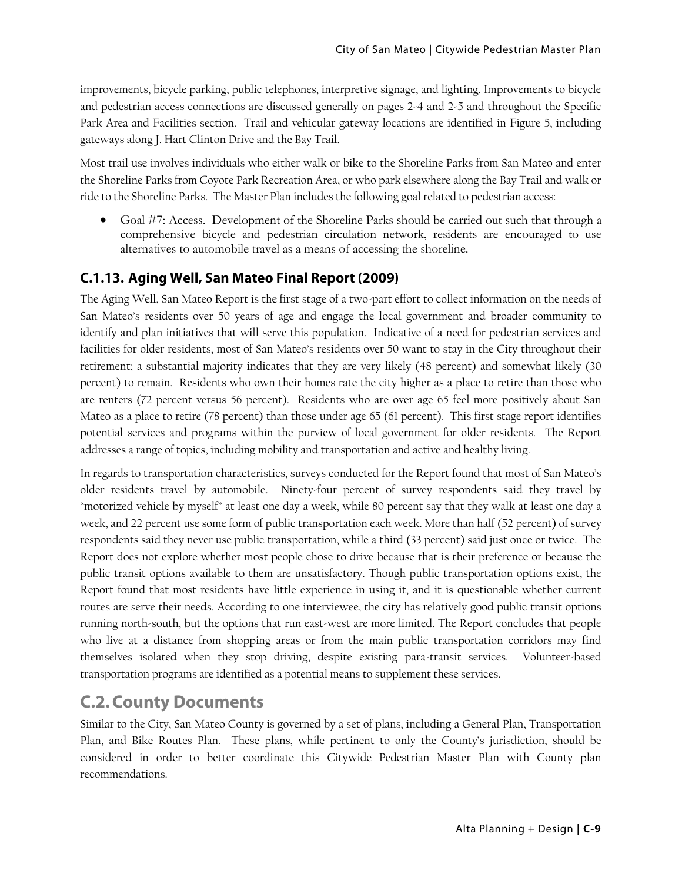improvements, bicycle parking, public telephones, interpretive signage, and lighting. Improvements to bicycle and pedestrian access connections are discussed generally on pages 2-4 and 2-5 and throughout the Specific Park Area and Facilities section. Trail and vehicular gateway locations are identified in Figure 5, including gateways along J. Hart Clinton Drive and the Bay Trail.

Most trail use involves individuals who either walk or bike to the Shoreline Parks from San Mateo and enter the Shoreline Parks from Coyote Park Recreation Area, or who park elsewhere along the Bay Trail and walk or ride to the Shoreline Parks. The Master Plan includes the following goal related to pedestrian access:

- Goal #7: Access. Development of the Shoreline Parks should be carried out such that through a comprehensive bicycle and pedestrian circulation network, residents are encouraged to use alternatives to automobile travel as a means of accessing the shoreline.

### C.1.13. Aging Well, San Mateo Final Report (2009)

The Aging Well, San Mateo Report is the first stage of a two-part effort to collect information on the needs of San Mateo's residents over 50 years of age and engage the local government and broader community to identify and plan initiatives that will serve this population. Indicative of a need for pedestrian services and facilities for older residents, most of San Mateo's residents over 50 want to stay in the City throughout their retirement; a substantial majority indicates that they are very likely (48 percent) and somewhat likely (30 percent) to remain. Residents who own their homes rate the city higher as a place to retire than those who are renters (72 percent versus 56 percent). Residents who are over age 65 feel more positively about San Mateo as a place to retire (78 percent) than those under age 65 (61 percent). This first stage report identifies potential services and programs within the purview of local government for older residents. The Report addresses a range of topics, including mobility and transportation and active and healthy living.

In regards to transportation characteristics, surveys conducted for the Report found that most of San Mateo's older residents travel by automobile. Ninety-four percent of survey respondents said they travel by "motorized vehicle by myself" at least one day a week, while 80 percent say that they walk at least one day a week, and 22 percent use some form of public transportation each week. More than half (52 percent) of survey respondents said they never use public transportation, while a third (33 percent) said just once or twice. The Report does not explore whether most people chose to drive because that is their preference or because the public transit options available to them are unsatisfactory. Though public transportation options exist, the Report found that most residents have little experience in using it, and it is questionable whether current routes are serve their needs. According to one interviewee, the city has relatively good public transit options running north-south, but the options that run east-west are more limited. The Report concludes that people who live at a distance from shopping areas or from the main public transportation corridors may find themselves isolated when they stop driving, despite existing para-transit services. Volunteer-based transportation programs are identified as a potential means to supplement these services.

## C.2. County Documents

Similar to the City, San Mateo County is governed by a set of plans, including a General Plan, Transportation Plan, and Bike Routes Plan. These plans, while pertinent to only the County's jurisdiction, should be considered in order to better coordinate this Citywide Pedestrian Master Plan with County plan recommendations.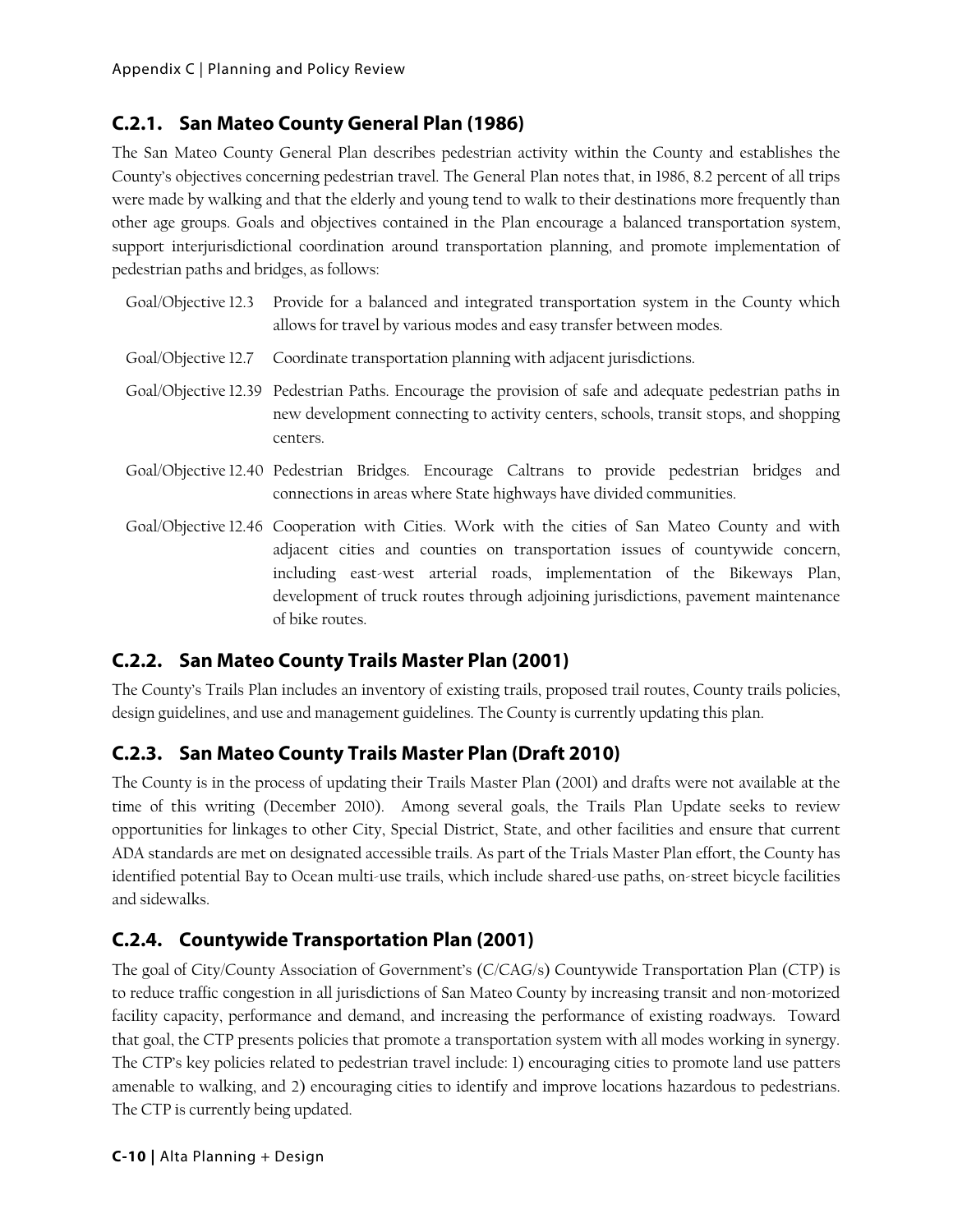### C.2.1. San Mateo County General Plan (1986)

The San Mateo County General Plan describes pedestrian activity within the County and establishes the County's objectives concerning pedestrian travel. The General Plan notes that, in 1986, 8.2 percent of all trips were made by walking and that the elderly and young tend to walk to their destinations more frequently than other age groups. Goals and objectives contained in the Plan encourage a balanced transportation system, support interjurisdictional coordination around transportation planning, and promote implementation of pedestrian paths and bridges, as follows:

- Goal/Objective 12.3 Provide for a balanced and integrated transportation system in the County which allows for travel by various modes and easy transfer between modes.
- Goal/Objective 12.7 Coordinate transportation planning with adjacent jurisdictions.
- Goal/Objective 12.39 Pedestrian Paths. Encourage the provision of safe and adequate pedestrian paths in new development connecting to activity centers, schools, transit stops, and shopping centers.
- Goal/Objective 12.40 Pedestrian Bridges. Encourage Caltrans to provide pedestrian bridges and connections in areas where State highways have divided communities.
- Goal/Objective 12.46 Cooperation with Cities. Work with the cities of San Mateo County and with adjacent cities and counties on transportation issues of countywide concern, including east-west arterial roads, implementation of the Bikeways Plan, development of truck routes through adjoining jurisdictions, pavement maintenance of bike routes.

### C.2.2. San Mateo County Trails Master Plan (2001)

The County's Trails Plan includes an inventory of existing trails, proposed trail routes, County trails policies, design guidelines, and use and management guidelines. The County is currently updating this plan.

### C.2.3. San Mateo County Trails Master Plan (Draft 2010)

The County is in the process of updating their Trails Master Plan (2001) and drafts were not available at the time of this writing (December 2010). Among several goals, the Trails Plan Update seeks to review opportunities for linkages to other City, Special District, State, and other facilities and ensure that current ADA standards are met on designated accessible trails. As part of the Trials Master Plan effort, the County has identified potential Bay to Ocean multi-use trails, which include shared-use paths, on-street bicycle facilities and sidewalks.

### C.2.4. Countywide Transportation Plan (2001)

The goal of City/County Association of Government's (C/CAG/s) Countywide Transportation Plan (CTP) is to reduce traffic congestion in all jurisdictions of San Mateo County by increasing transit and non-motorized facility capacity, performance and demand, and increasing the performance of existing roadways. Toward that goal, the CTP presents policies that promote a transportation system with all modes working in synergy. The CTP's key policies related to pedestrian travel include: 1) encouraging cities to promote land use patters amenable to walking, and 2) encouraging cities to identify and improve locations hazardous to pedestrians. The CTP is currently being updated.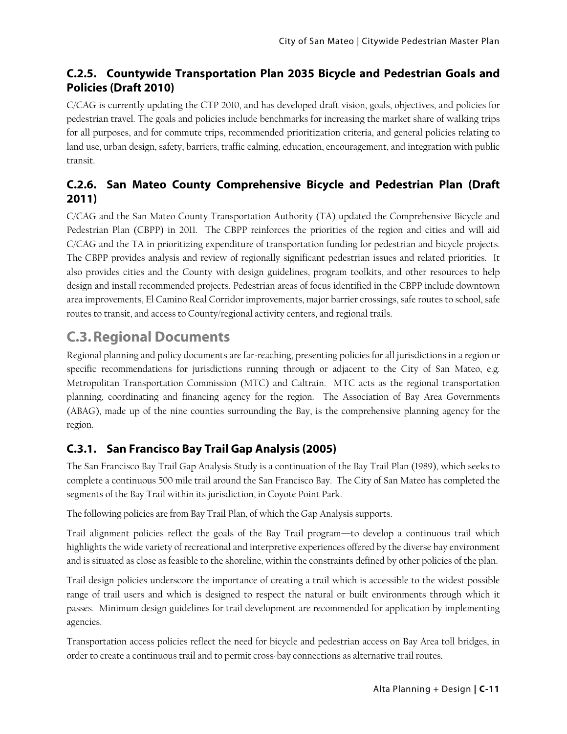### C.2.5. Countywide Transportation Plan 2035 Bicycle and Pedestrian Goals and Policies (Draft 2010)

C/CAG is currently updating the CTP 2010, and has developed draft vision, goals, objectives, and policies for pedestrian travel. The goals and policies include benchmarks for increasing the market share of walking trips for all purposes, and for commute trips, recommended prioritization criteria, and general policies relating to land use, urban design, safety, barriers, traffic calming, education, encouragement, and integration with public transit.

### C.2.6. San Mateo County Comprehensive Bicycle and Pedestrian Plan (Draft 2011)

C/CAG and the San Mateo County Transportation Authority (TA) updated the Comprehensive Bicycle and Pedestrian Plan (CBPP) in 2011. The CBPP reinforces the priorities of the region and cities and will aid C/CAG and the TA in prioritizing expenditure of transportation funding for pedestrian and bicycle projects. The CBPP provides analysis and review of regionally significant pedestrian issues and related priorities. It also provides cities and the County with design guidelines, program toolkits, and other resources to help design and install recommended projects. Pedestrian areas of focus identified in the CBPP include downtown area improvements, El Camino Real Corridor improvements, major barrier crossings, safe routes to school, safe routes to transit, and access to County/regional activity centers, and regional trails.

## C.3. Regional Documents

Regional planning and policy documents are far-reaching, presenting policies for all jurisdictions in a region or specific recommendations for jurisdictions running through or adjacent to the City of San Mateo, e.g. Metropolitan Transportation Commission (MTC) and Caltrain. MTC acts as the regional transportation planning, coordinating and financing agency for the region. The Association of Bay Area Governments (ABAG), made up of the nine counties surrounding the Bay, is the comprehensive planning agency for the region.

### C.3.1. San Francisco Bay Trail Gap Analysis (2005)

The San Francisco Bay Trail Gap Analysis Study is a continuation of the Bay Trail Plan (1989), which seeks to complete a continuous 500 mile trail around the San Francisco Bay. The City of San Mateo has completed the segments of the Bay Trail within its jurisdiction, in Coyote Point Park.

The following policies are from Bay Trail Plan, of which the Gap Analysis supports.

Trail alignment policies reflect the goals of the Bay Trail program—to develop a continuous trail which highlights the wide variety of recreational and interpretive experiences offered by the diverse bay environment and is situated as close as feasible to the shoreline, within the constraints defined by other policies of the plan.

Trail design policies underscore the importance of creating a trail which is accessible to the widest possible range of trail users and which is designed to respect the natural or built environments through which it passes. Minimum design guidelines for trail development are recommended for application by implementing agencies.

Transportation access policies reflect the need for bicycle and pedestrian access on Bay Area toll bridges, in order to create a continuous trail and to permit cross-bay connections as alternative trail routes.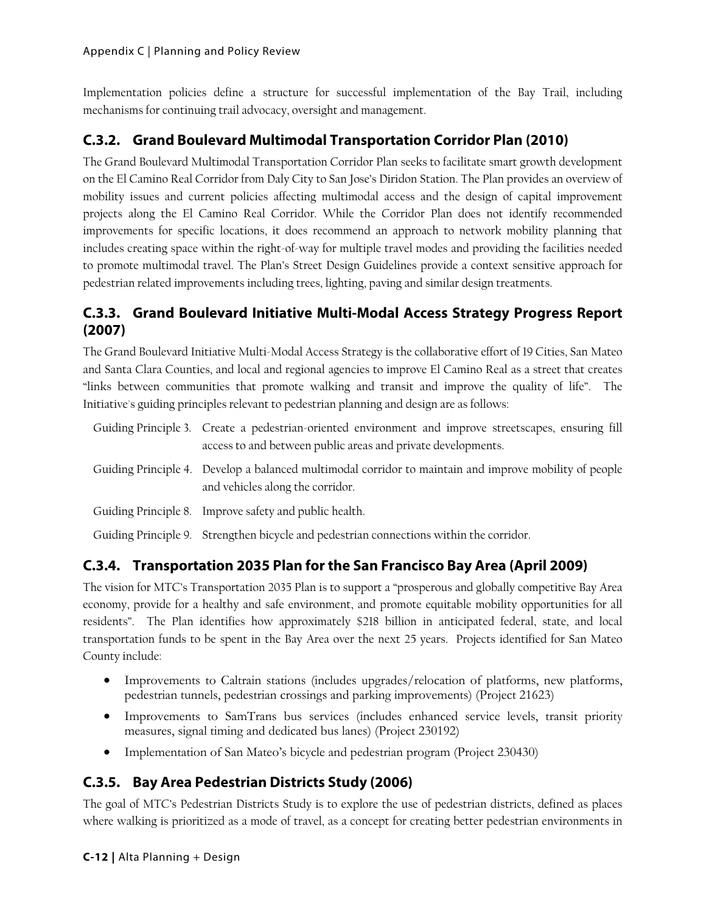Implementation policies define a structure for successful implementation of the Bay Trail, including mechanisms for continuing trail advocacy, oversight and management.

### C.3.2. Grand Boulevard Multimodal Transportation Corridor Plan (2010)

The Grand Boulevard Multimodal Transportation Corridor Plan seeks to facilitate smart growth development on the El Camino Real Corridor from Daly City to San Jose's Diridon Station. The Plan provides an overview of mobility issues and current policies affecting multimodal access and the design of capital improvement projects along the El Camino Real Corridor. While the Corridor Plan does not identify recommended improvements for specific locations, it does recommend an approach to network mobility planning that includes creating space within the right-of-way for multiple travel modes and providing the facilities needed to promote multimodal travel. The Plan's Street Design Guidelines provide a context sensitive approach for pedestrian related improvements including trees, lighting, paving and similar design treatments.

### C.3.3. Grand Boulevard Initiative Multi-Modal Access Strategy Progress Report (2007)

The Grand Boulevard Initiative Multi-Modal Access Strategy is the collaborative effort of 19 Cities, San Mateo and Santa Clara Counties, and local and regional agencies to improve El Camino Real as a street that creates "links between communities that promote walking and transit and improve the quality of life". The Initiative's guiding principles relevant to pedestrian planning and design are as follows:

Guiding Principle 3. Create a pedestrian-oriented environment and improve streetscapes, ensuring fill access to and between public areas and private developments.

Guiding Principle 4. Develop a balanced multimodal corridor to maintain and improve mobility of people and vehicles along the corridor.

Guiding Principle 8. Improve safety and public health.

Guiding Principle 9. Strengthen bicycle and pedestrian connections within the corridor.

### C.3.4. Transportation 2035 Plan for the San Francisco Bay Area (April 2009)

The vision for MTC's Transportation 2035 Plan is to support a "prosperous and globally competitive Bay Area economy, provide for a healthy and safe environment, and promote equitable mobility opportunities for all residents". The Plan identifies how approximately $218 billion in anticipated federal, state, and local transportation funds to be spent in the Bay Area over the next 25 years. Projects identified for San Mateo County include:

- Improvements to Caltrain stations (includes upgrades/relocation of platforms, new platforms, pedestrian tunnels, pedestrian crossings and parking improvements) (Project 21623)
- Improvements to SamTrans bus services (includes enhanced service levels, transit priority measures, signal timing and dedicated bus lanes) (Project 230192)
- Implementation of San Mateo's bicycle and pedestrian program (Project 230430)

### C.3.5. Bay Area Pedestrian Districts Study (2006)

The goal of MTC's Pedestrian Districts Study is to explore the use of pedestrian districts, defined as places where walking is prioritized as a mode of travel, as a concept for creating better pedestrian environments in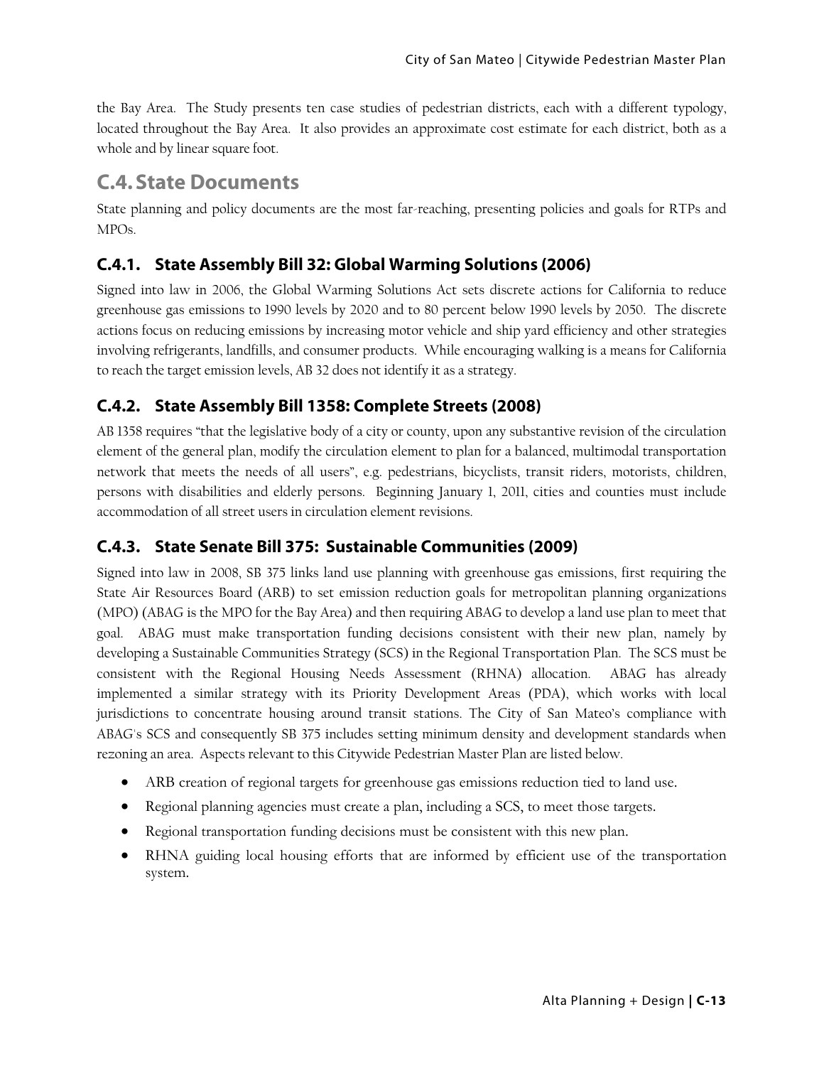the Bay Area. The Study presents ten case studies of pedestrian districts, each with a different typology, located throughout the Bay Area. It also provides an approximate cost estimate for each district, both as a whole and by linear square foot.

## C.4. State Documents

State planning and policy documents are the most far-reaching, presenting policies and goals for RTPs and MPOs.

### C.4.1. State Assembly Bill 32: Global Warming Solutions (2006)

Signed into law in 2006, the Global Warming Solutions Act sets discrete actions for California to reduce greenhouse gas emissions to 1990 levels by 2020 and to 80 percent below 1990 levels by 2050. The discrete actions focus on reducing emissions by increasing motor vehicle and ship yard efficiency and other strategies involving refrigerants, landfills, and consumer products. While encouraging walking is a means for California to reach the target emission levels, AB 32 does not identify it as a strategy.

### C.4.2. State Assembly Bill 1358: Complete Streets (2008)

AB 1358 requires "that the legislative body of a city or county, upon any substantive revision of the circulation element of the general plan, modify the circulation element to plan for a balanced, multimodal transportation network that meets the needs of all users", e.g. pedestrians, bicyclists, transit riders, motorists, children, persons with disabilities and elderly persons. Beginning January 1, 2011, cities and counties must include accommodation of all street users in circulation element revisions.

### C.4.3. State Senate Bill 375: Sustainable Communities (2009)

Signed into law in 2008, SB 375 links land use planning with greenhouse gas emissions, first requiring the State Air Resources Board (ARB) to set emission reduction goals for metropolitan planning organizations (MPO) (ABAG is the MPO for the Bay Area) and then requiring ABAG to develop a land use plan to meet that goal. ABAG must make transportation funding decisions consistent with their new plan, namely by developing a Sustainable Communities Strategy (SCS) in the Regional Transportation Plan. The SCS must be consistent with the Regional Housing Needs Assessment (RHNA) allocation. ABAG has already implemented a similar strategy with its Priority Development Areas (PDA), which works with local jurisdictions to concentrate housing around transit stations. The City of San Mateo's compliance with ABAG's SCS and consequently SB 375 includes setting minimum density and development standards when rezoning an area. Aspects relevant to this Citywide Pedestrian Master Plan are listed below.

- ARB creation of regional targets for greenhouse gas emissions reduction tied to land use.
- Regional planning agencies must create a plan, including a SCS, to meet those targets.
- Regional transportation funding decisions must be consistent with this new plan.
- RHNA guiding local housing efforts that are informed by efficient use of the transportation system.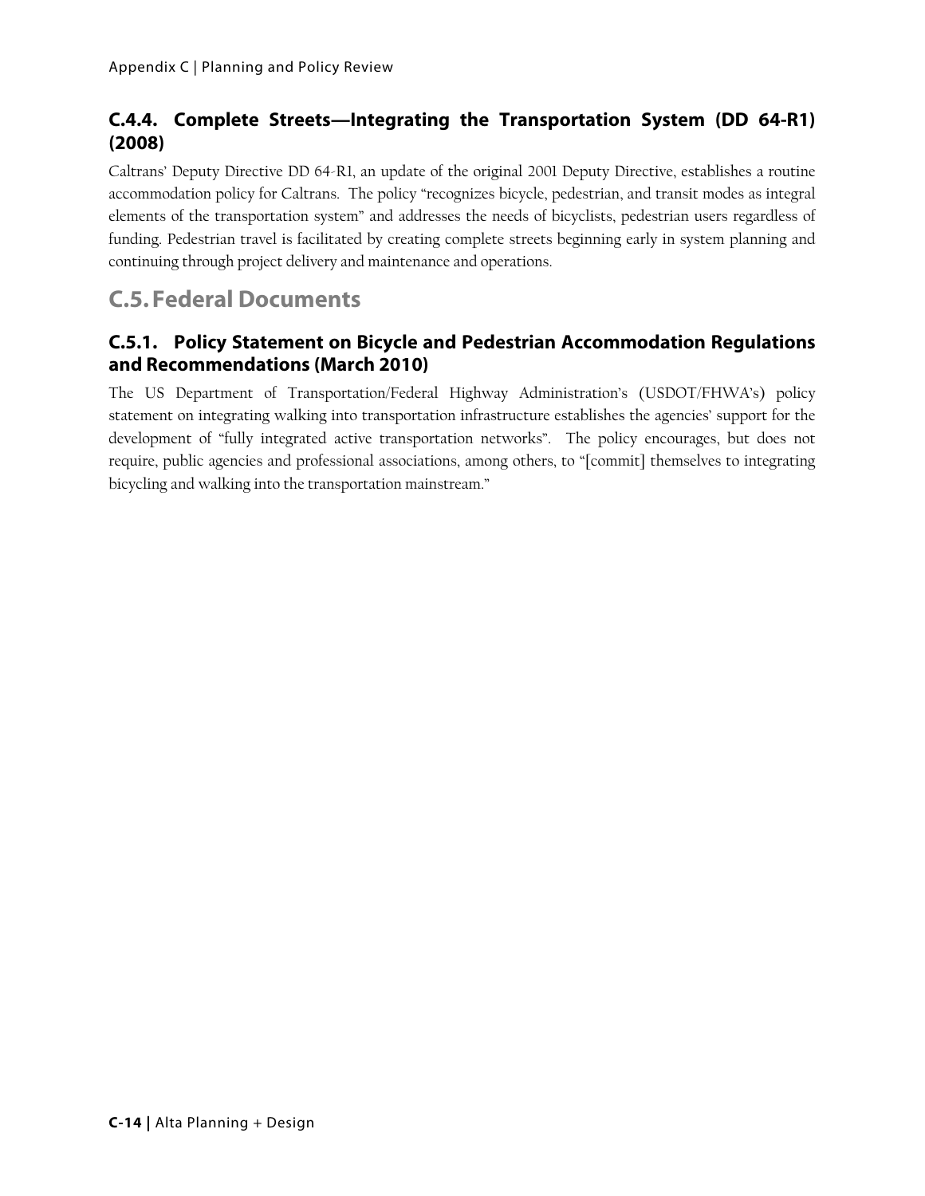### C.4.4. Complete Streets—Integrating the Transportation System (DD 64-R1) (2008)

Caltrans' Deputy Directive DD 64-R1, an update of the original 2001 Deputy Directive, establishes a routine accommodation policy for Caltrans. The policy "recognizes bicycle, pedestrian, and transit modes as integral elements of the transportation system" and addresses the needs of bicyclists, pedestrian users regardless of funding. Pedestrian travel is facilitated by creating complete streets beginning early in system planning and continuing through project delivery and maintenance and operations.

## C.5. Federal Documents

### C.5.1. Policy Statement on Bicycle and Pedestrian Accommodation Regulations and Recommendations (March 2010)

The US Department of Transportation/Federal Highway Administration's (USDOT/FHWA's) policy statement on integrating walking into transportation infrastructure establishes the agencies' support for the development of "fully integrated active transportation networks". The policy encourages, but does not require, public agencies and professional associations, among others, to "[commit] themselves to integrating bicycling and walking into the transportation mainstream."